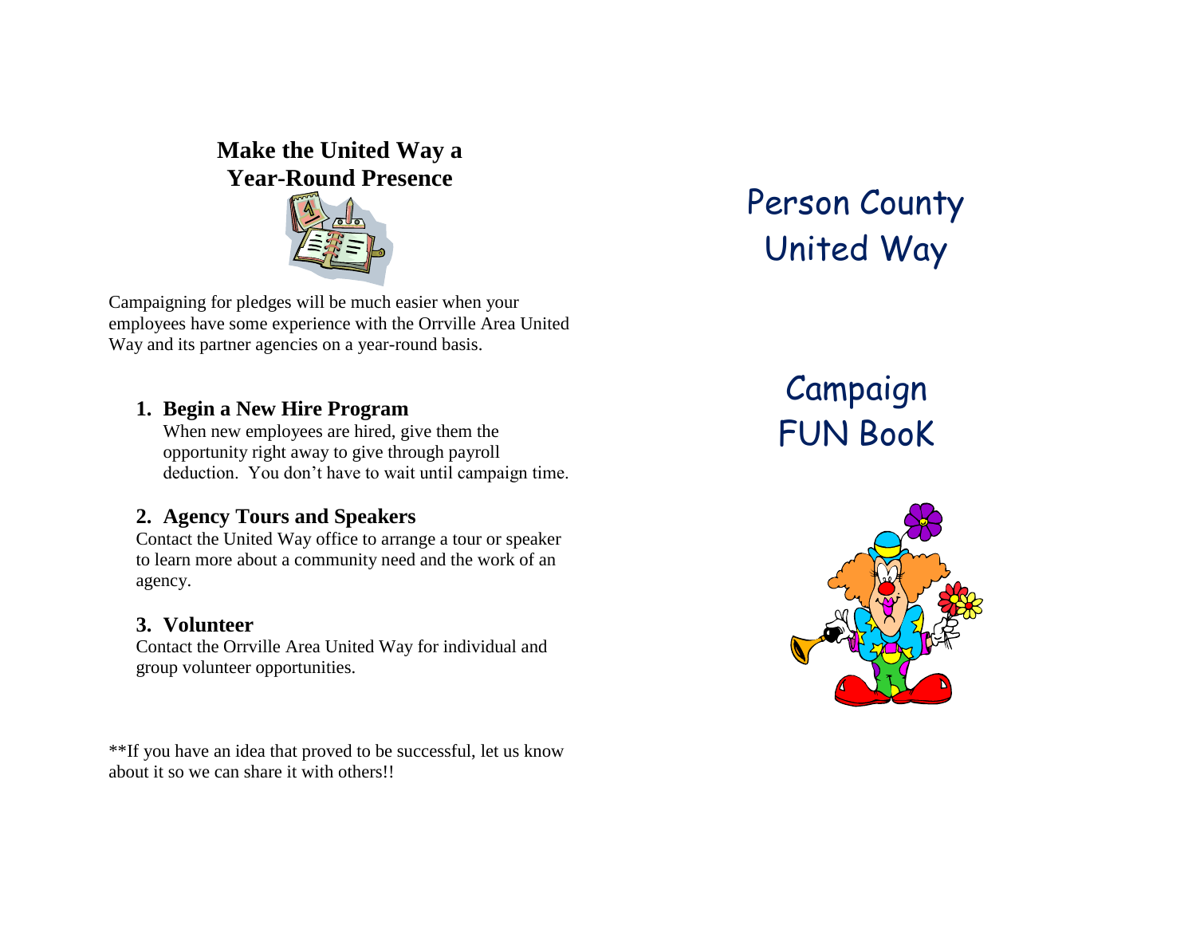## Make the United Way a Year-Round Presence

Campaigning for pledges will be much easier when your employees have some experience with the Orrville Area United Way and its partner agencies on a year-round basis.

1. **Begin a New Hire Program**
   When new employees are hired, give them the opportunity right away to give through payroll deduction. You don't have to wait until campaign time.

2. **Agency Tours and Speakers**
   Contact the United Way office to arrange a tour or speaker to learn more about a community need and the work of an agency.

3. **Volunteer**
   Contact the Orrville Area United Way for individual and group volunteer opportunities.

**If you have an idea that proved to be successful, let us know about it so we can share it with others!!

# Person County United Way

# Campaign FUN BooK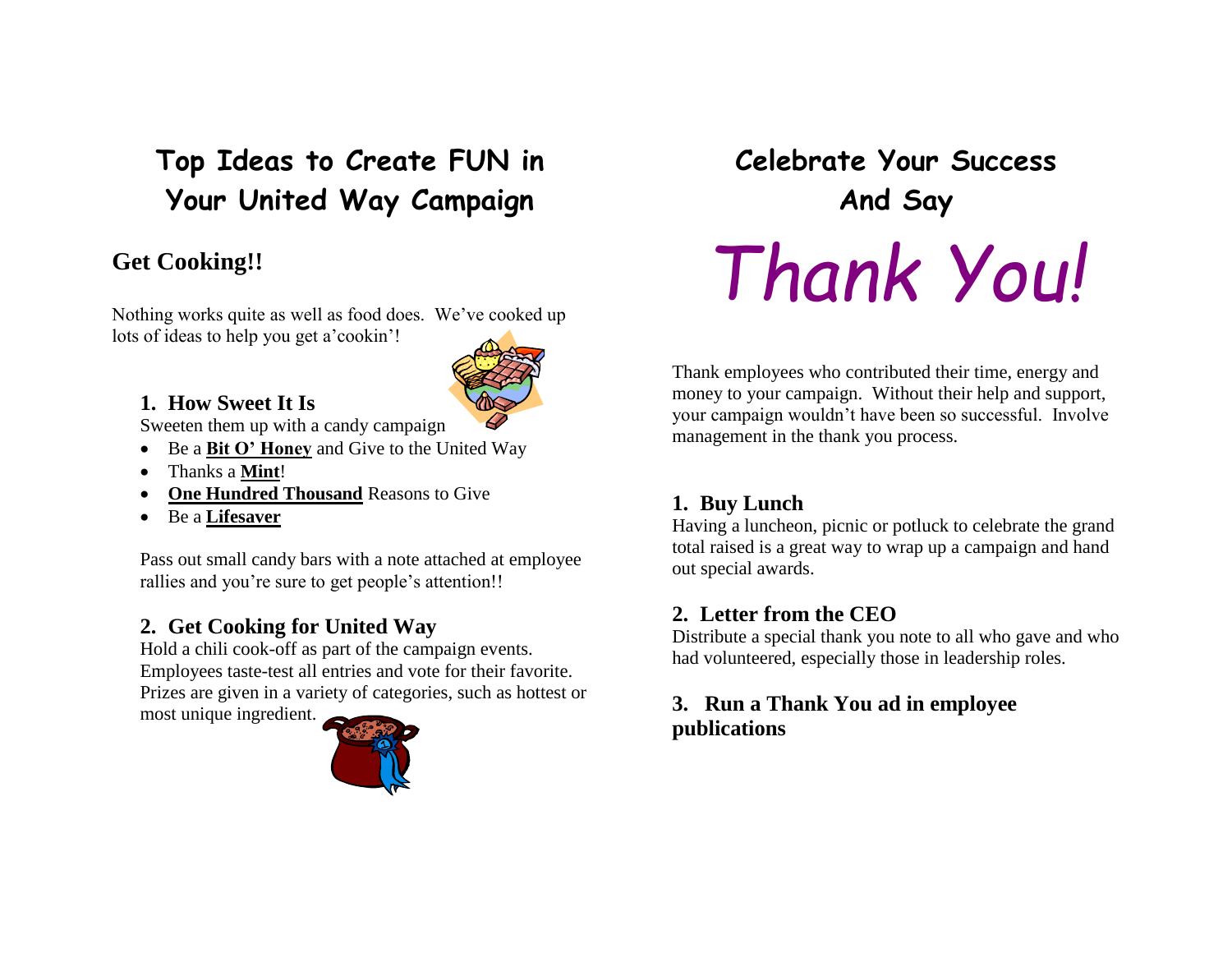# Top Ideas to Create FUN in Your United Way Campaign

## Get Cooking!!

Nothing works quite as well as food does. We've cooked up lots of ideas to help you get a'cookin'!

### 1. How Sweet It Is

Sweeten them up with a candy campaign

- Be a **Bit O' Honey** and Give to the United Way
- Thanks a **Mint**!
- **One Hundred Thousand** Reasons to Give
- Be a **Lifesaver**

Pass out small candy bars with a note attached at employee rallies and you're sure to get people's attention!!

### 2. Get Cooking for United Way

Hold a chili cook-off as part of the campaign events. Employees taste-test all entries and vote for their favorite. Prizes are given in a variety of categories, such as hottest or most unique ingredient.

# Celebrate Your Success And Say

# *Thank You!*

Thank employees who contributed their time, energy and money to your campaign. Without their help and support, your campaign wouldn't have been so successful. Involve management in the thank you process.

### 1. Buy Lunch

Having a luncheon, picnic or potluck to celebrate the grand total raised is a great way to wrap up a campaign and hand out special awards.

### 2. Letter from the CEO

Distribute a special thank you note to all who gave and who had volunteered, especially those in leadership roles.

### 3. Run a Thank You ad in employee publications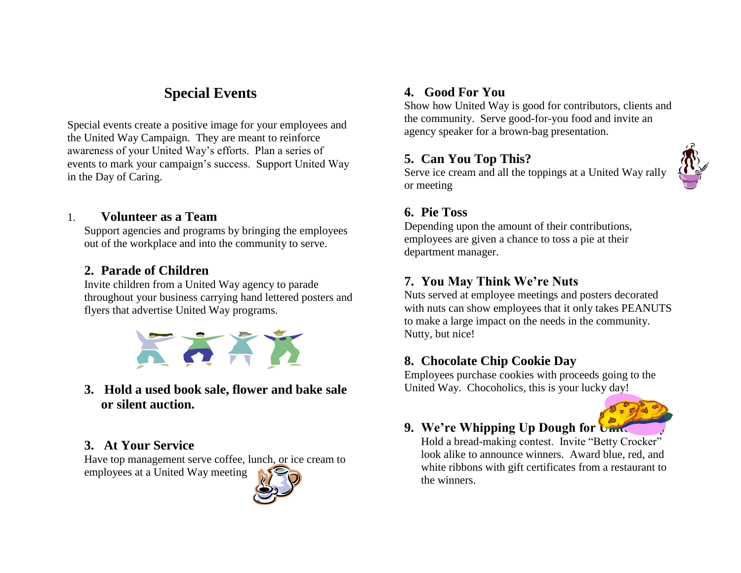## Special Events

Special events create a positive image for your employees and the United Way Campaign. They are meant to reinforce awareness of your United Way's efforts. Plan a series of events to mark your campaign's success. Support United Way in the Day of Caring.

1. **Volunteer as a Team**
   Support agencies and programs by bringing the employees out of the workplace and into the community to serve.

2. **Parade of Children**
   Invite children from a United Way agency to parade throughout your business carrying hand lettered posters and flyers that advertise United Way programs.

3. **Hold a used book sale, flower and bake sale or silent auction.**

3. **At Your Service**
   Have top management serve coffee, lunch, or ice cream to employees at a United Way meeting

4. **Good For You**
   Show how United Way is good for contributors, clients and the community. Serve good-for-you food and invite an agency speaker for a brown-bag presentation.

5. **Can You Top This?**
   Serve ice cream and all the toppings at a United Way rally or meeting

6. **Pie Toss**
   Depending upon the amount of their contributions, employees are given a chance to toss a pie at their department manager.

7. **You May Think We're Nuts**
   Nuts served at employee meetings and posters decorated with nuts can show employees that it only takes PEANUTS to make a large impact on the needs in the community. Nutty, but nice!

8. **Chocolate Chip Cookie Day**
   Employees purchase cookies with proceeds going to the United Way. Chocoholics, this is your lucky day!

9. **We're Whipping Up Dough for United Way**
   Hold a bread-making contest. Invite "Betty Crocker" look alike to announce winners. Award blue, red, and white ribbons with gift certificates from a restaurant to the winners.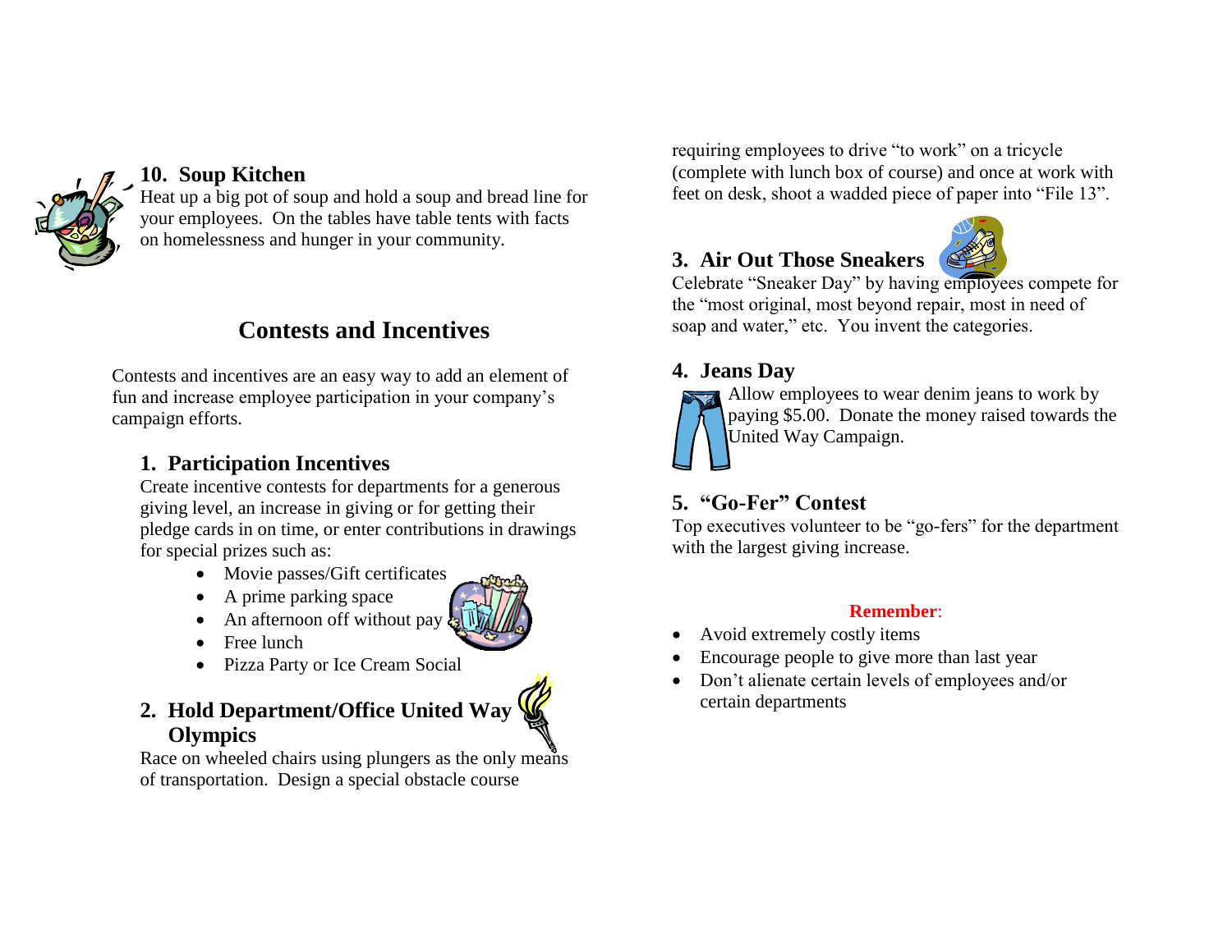### 10. Soup Kitchen

Heat up a big pot of soup and hold a soup and bread line for your employees. On the tables have table tents with facts on homelessness and hunger in your community.

## Contests and Incentives

Contests and incentives are an easy way to add an element of fun and increase employee participation in your company's campaign efforts.

### 1. Participation Incentives

Create incentive contests for departments for a generous giving level, an increase in giving or for getting their pledge cards in on time, or enter contributions in drawings for special prizes such as:

- Movie passes/Gift certificates
- A prime parking space
- An afternoon off without pay
- Free lunch
- Pizza Party or Ice Cream Social

### 2. Hold Department/Office United Way Olympics

Race on wheeled chairs using plungers as the only means of transportation. Design a special obstacle course requiring employees to drive "to work" on a tricycle (complete with lunch box of course) and once at work with feet on desk, shoot a wadded piece of paper into "File 13".

### 3. Air Out Those Sneakers

Celebrate "Sneaker Day" by having employees compete for the "most original, most beyond repair, most in need of soap and water," etc. You invent the categories.

### 4. Jeans Day

Allow employees to wear denim jeans to work by paying $5.00. Donate the money raised towards the United Way Campaign.

### 5. "Go-Fer" Contest

Top executives volunteer to be "go-fers" for the department with the largest giving increase.

**Remember**:

- Avoid extremely costly items
- Encourage people to give more than last year
- Don't alienate certain levels of employees and/or certain departments